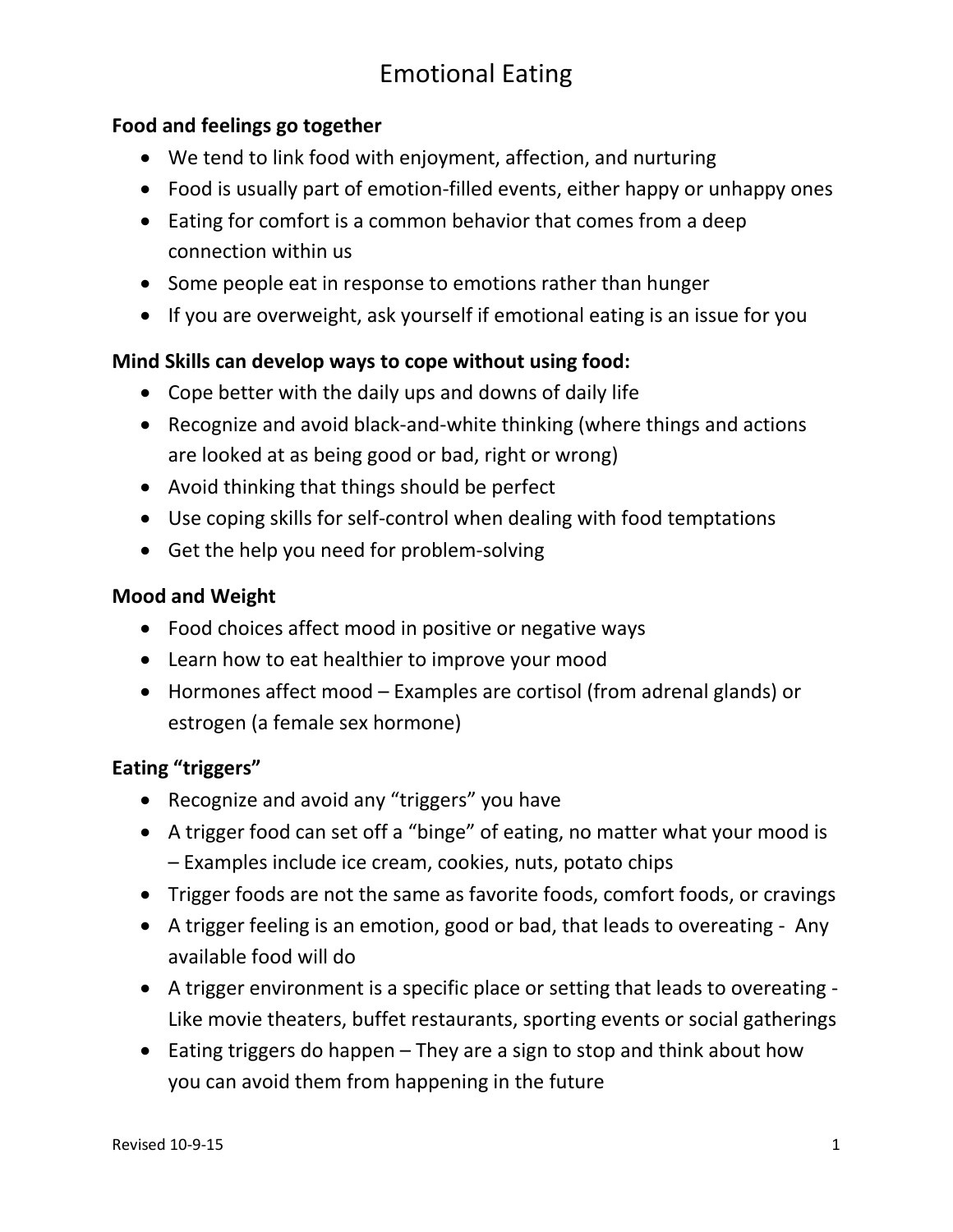# Emotional Eating

**Food and feelings go together**

- We tend to link food with enjoyment, affection, and nurturing
- Food is usually part of emotion-filled events, either happy or unhappy ones
- Eating for comfort is a common behavior that comes from a deep connection within us
- Some people eat in response to emotions rather than hunger
- If you are overweight, ask yourself if emotional eating is an issue for you

**Mind Skills can develop ways to cope without using food:**

- Cope better with the daily ups and downs of daily life
- Recognize and avoid black-and-white thinking (where things and actions are looked at as being good or bad, right or wrong)
- Avoid thinking that things should be perfect
- Use coping skills for self-control when dealing with food temptations
- Get the help you need for problem-solving

**Mood and Weight**

- Food choices affect mood in positive or negative ways
- Learn how to eat healthier to improve your mood
- Hormones affect mood – Examples are cortisol (from adrenal glands) or estrogen (a female sex hormone)

**Eating "triggers"**

- Recognize and avoid any "triggers" you have
- A trigger food can set off a "binge" of eating, no matter what your mood is – Examples include ice cream, cookies, nuts, potato chips
- Trigger foods are not the same as favorite foods, comfort foods, or cravings
- A trigger feeling is an emotion, good or bad, that leads to overeating - Any available food will do
- A trigger environment is a specific place or setting that leads to overeating - Like movie theaters, buffet restaurants, sporting events or social gatherings
- Eating triggers do happen – They are a sign to stop and think about how you can avoid them from happening in the future

Revised 10-9-15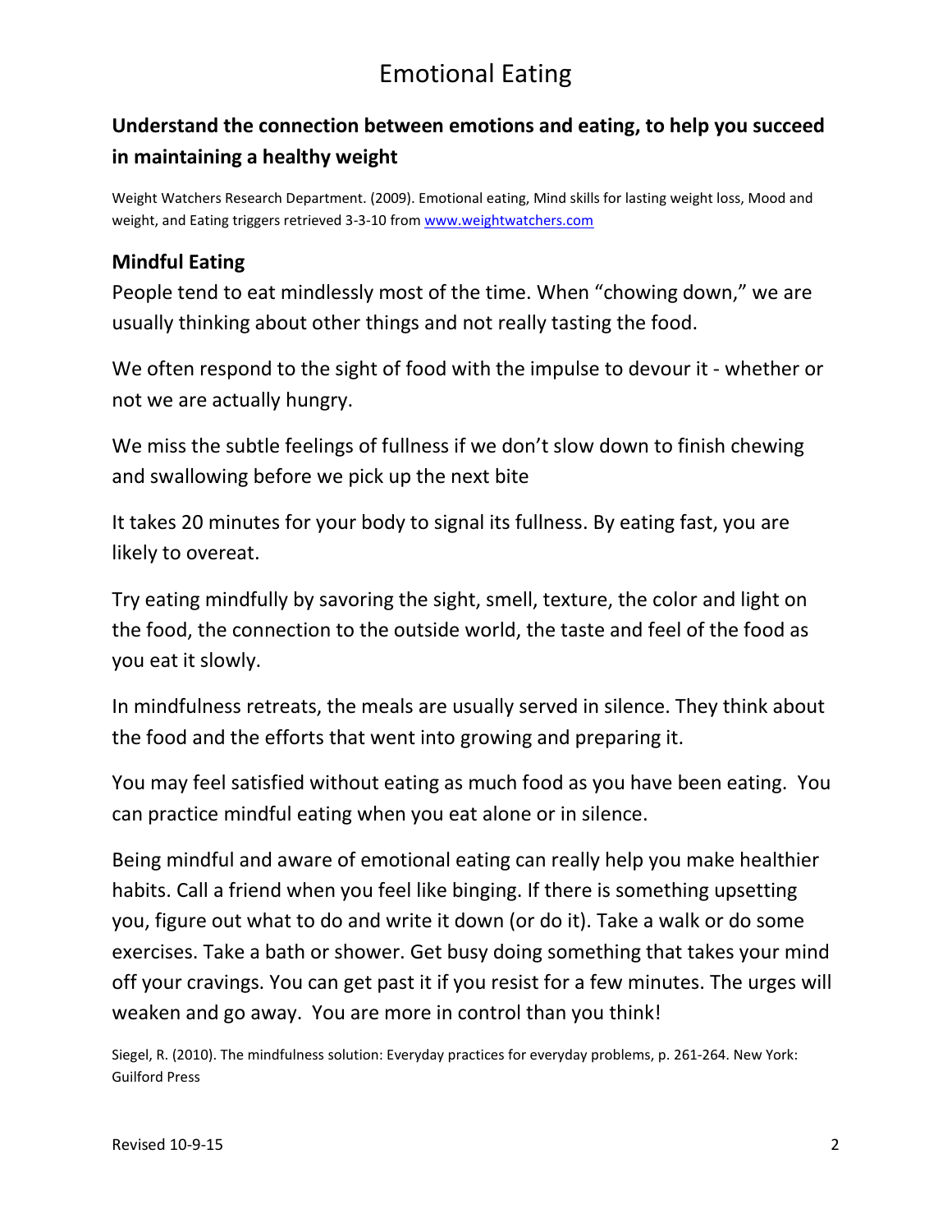# Emotional Eating

## Understand the connection between emotions and eating, to help you succeed in maintaining a healthy weight

Weight Watchers Research Department. (2009). Emotional eating, Mind skills for lasting weight loss, Mood and weight, and Eating triggers retrieved 3-3-10 from www.weightwatchers.com

### Mindful Eating

People tend to eat mindlessly most of the time. When "chowing down," we are usually thinking about other things and not really tasting the food.

We often respond to the sight of food with the impulse to devour it - whether or not we are actually hungry.

We miss the subtle feelings of fullness if we don't slow down to finish chewing and swallowing before we pick up the next bite

It takes 20 minutes for your body to signal its fullness. By eating fast, you are likely to overeat.

Try eating mindfully by savoring the sight, smell, texture, the color and light on the food, the connection to the outside world, the taste and feel of the food as you eat it slowly.

In mindfulness retreats, the meals are usually served in silence. They think about the food and the efforts that went into growing and preparing it.

You may feel satisfied without eating as much food as you have been eating. You can practice mindful eating when you eat alone or in silence.

Being mindful and aware of emotional eating can really help you make healthier habits. Call a friend when you feel like binging. If there is something upsetting you, figure out what to do and write it down (or do it). Take a walk or do some exercises. Take a bath or shower. Get busy doing something that takes your mind off your cravings. You can get past it if you resist for a few minutes. The urges will weaken and go away. You are more in control than you think!

Siegel, R. (2010). The mindfulness solution: Everyday practices for everyday problems, p. 261-264. New York: Guilford Press

Revised 10-9-15